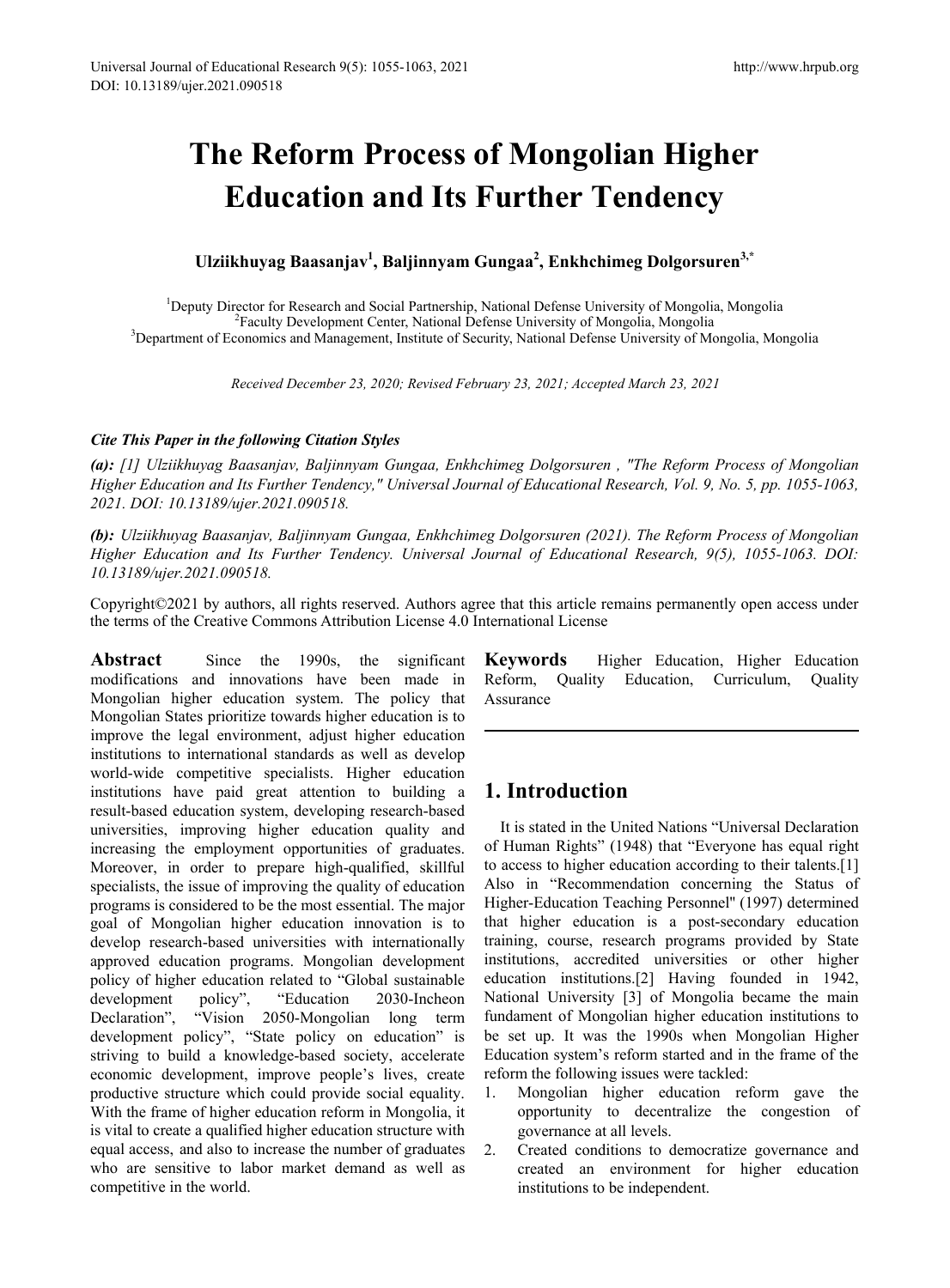# The Reform Process of Mongolian Higher Education and Its Further Tendency

**Ulziikhuyag Baasanjav[1], Baljinnyam Gungaa[2], Enkhchimeg Dolgorsuren[3,*]**

[1]Deputy Director for Research and Social Partnership, National Defense University of Mongolia, Mongolia
[2]Faculty Development Center, National Defense University of Mongolia, Mongolia
[3]Department of Economics and Management, Institute of Security, National Defense University of Mongolia, Mongolia

*Received December 23, 2020; Revised February 23, 2021; Accepted March 23, 2021*

***Cite This Paper in the following Citation Styles***

***(a):*** *[1] Ulziikhuyag Baasanjav, Baljinnyam Gungaa, Enkhchimeg Dolgorsuren , "The Reform Process of Mongolian Higher Education and Its Further Tendency," Universal Journal of Educational Research, Vol. 9, No. 5, pp. 1055-1063, 2021. DOI: 10.13189/ujer.2021.090518.*

***(b):*** *Ulziikhuyag Baasanjav, Baljinnyam Gungaa, Enkhchimeg Dolgorsuren (2021). The Reform Process of Mongolian Higher Education and Its Further Tendency. Universal Journal of Educational Research, 9(5), 1055-1063. DOI: 10.13189/ujer.2021.090518.*

Copyright©2021 by authors, all rights reserved. Authors agree that this article remains permanently open access under the terms of the Creative Commons Attribution License 4.0 International License

**Abstract** Since the 1990s, the significant modifications and innovations have been made in Mongolian higher education system. The policy that Mongolian States prioritize towards higher education is to improve the legal environment, adjust higher education institutions to international standards as well as develop world-wide competitive specialists. Higher education institutions have paid great attention to building a result-based education system, developing research-based universities, improving higher education quality and increasing the employment opportunities of graduates. Moreover, in order to prepare high-qualified, skillful specialists, the issue of improving the quality of education programs is considered to be the most essential. The major goal of Mongolian higher education innovation is to develop research-based universities with internationally approved education programs. Mongolian development policy of higher education related to "Global sustainable development policy", "Education 2030-Incheon Declaration", "Vision 2050-Mongolian long term development policy", "State policy on education" is striving to build a knowledge-based society, accelerate economic development, improve people's lives, create productive structure which could provide social equality. With the frame of higher education reform in Mongolia, it is vital to create a qualified higher education structure with equal access, and also to increase the number of graduates who are sensitive to labor market demand as well as competitive in the world.

**Keywords** Higher Education, Higher Education Reform, Quality Education, Curriculum, Quality Assurance

## 1. Introduction

It is stated in the United Nations "Universal Declaration of Human Rights" (1948) that "Everyone has equal right to access to higher education according to their talents.[1] Also in "Recommendation concerning the Status of Higher-Education Teaching Personnel" (1997) determined that higher education is a post-secondary education training, course, research programs provided by State institutions, accredited universities or other higher education institutions.[2] Having founded in 1942, National University [3] of Mongolia became the main fundament of Mongolian higher education institutions to be set up. It was the 1990s when Mongolian Higher Education system's reform started and in the frame of the reform the following issues were tackled:

1. Mongolian higher education reform gave the opportunity to decentralize the congestion of governance at all levels.
2. Created conditions to democratize governance and created an environment for higher education institutions to be independent.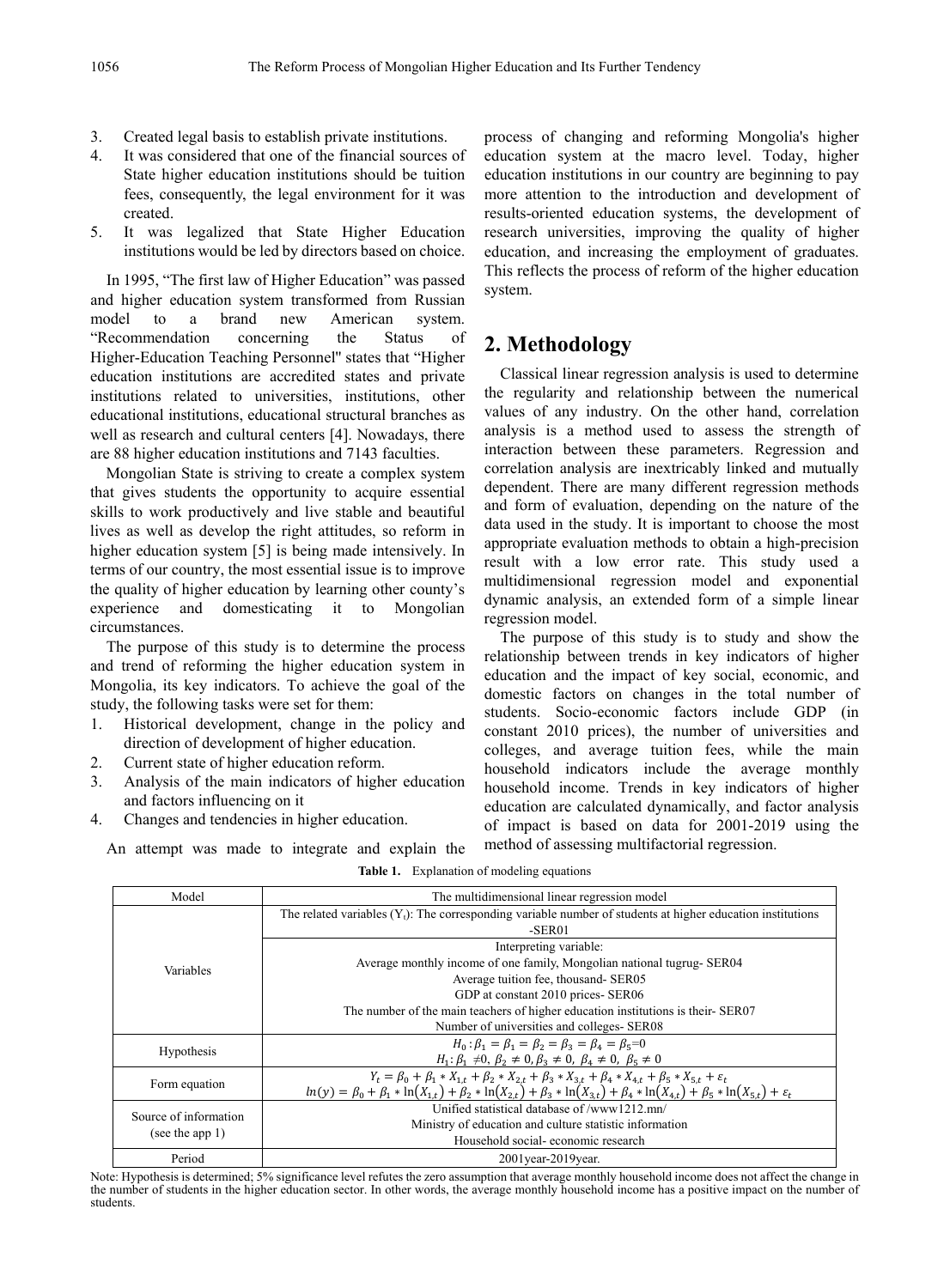3. Created legal basis to establish private institutions.
4. It was considered that one of the financial sources of State higher education institutions should be tuition fees, consequently, the legal environment for it was created.
5. It was legalized that State Higher Education institutions would be led by directors based on choice.

In 1995, "The first law of Higher Education" was passed and higher education system transformed from Russian model to a brand new American system. "Recommendation concerning the Status of Higher-Education Teaching Personnel" states that "Higher education institutions are accredited states and private institutions related to universities, institutions, other educational institutions, educational structural branches as well as research and cultural centers [4]. Nowadays, there are 88 higher education institutions and 7143 faculties.

Mongolian State is striving to create a complex system that gives students the opportunity to acquire essential skills to work productively and live stable and beautiful lives as well as develop the right attitudes, so reform in higher education system [5] is being made intensively. In terms of our country, the most essential issue is to improve the quality of higher education by learning other county's experience and domesticating it to Mongolian circumstances.

The purpose of this study is to determine the process and trend of reforming the higher education system in Mongolia, its key indicators. To achieve the goal of the study, the following tasks were set for them:

1. Historical development, change in the policy and direction of development of higher education.
2. Current state of higher education reform.
3. Analysis of the main indicators of higher education and factors influencing on it
4. Changes and tendencies in higher education.

An attempt was made to integrate and explain the process of changing and reforming Mongolia's higher education system at the macro level. Today, higher education institutions in our country are beginning to pay more attention to the introduction and development of results-oriented education systems, the development of research universities, improving the quality of higher education, and increasing the employment of graduates. This reflects the process of reform of the higher education system.

## 2. Methodology

Classical linear regression analysis is used to determine the regularity and relationship between the numerical values of any industry. On the other hand, correlation analysis is a method used to assess the strength of interaction between these parameters. Regression and correlation analysis are inextricably linked and mutually dependent. There are many different regression methods and form of evaluation, depending on the nature of the data used in the study. It is important to choose the most appropriate evaluation methods to obtain a high-precision result with a low error rate. This study used a multidimensional regression model and exponential dynamic analysis, an extended form of a simple linear regression model.

The purpose of this study is to study and show the relationship between trends in key indicators of higher education and the impact of key social, economic, and domestic factors on changes in the total number of students. Socio-economic factors include GDP (in constant 2010 prices), the number of universities and colleges, and average tuition fees, while the main household indicators include the average monthly household income. Trends in key indicators of higher education are calculated dynamically, and factor analysis of impact is based on data for 2001-2019 using the method of assessing multifactorial regression.

**Table 1.** Explanation of modeling equations

| Model | The multidimensional linear regression model |
|---|---|
| Variables | The related variables ($Y_t$): The corresponding variable number of students at higher education institutions -SER01 |
| | Interpreting variable:<br>Average monthly income of one family, Mongolian national tugrug- SER04<br>Average tuition fee, thousand- SER05<br>GDP at constant 2010 prices- SER06<br>The number of the main teachers of higher education institutions is their- SER07<br>Number of universities and colleges- SER08 |
| Hypothesis | $H_0: \beta_1 = \beta_1 = \beta_2 = \beta_3 = \beta_4 = \beta_5 = 0$<br>$H_1: \beta_1 \neq 0,\ \beta_2 \neq 0, \beta_3 \neq 0,\ \beta_4 \neq 0,\ \beta_5 \neq 0$ |
| Form equation | $Y_t = \beta_0 + \beta_1 * X_{1,t} + \beta_2 * X_{2,t} + \beta_3 * X_{3,t} + \beta_4 * X_{4,t} + \beta_5 * X_{5,t} + \varepsilon_t$<br>$ln(y) = \beta_0 + \beta_1 * \ln(X_{1,t}) + \beta_2 * \ln(X_{2,t}) + \beta_3 * \ln(X_{3,t}) + \beta_4 * \ln(X_{4,t}) + \beta_5 * \ln(X_{5,t}) + \varepsilon_t$ |
| Source of information (see the app 1) | Unified statistical database of /www1212.mn/<br>Ministry of education and culture statistic information<br>Household social- economic research |
| Period | 2001year-2019year. |

Note: Hypothesis is determined; 5% significance level refutes the zero assumption that average monthly household income does not affect the change in the number of students in the higher education sector. In other words, the average monthly household income has a positive impact on the number of students.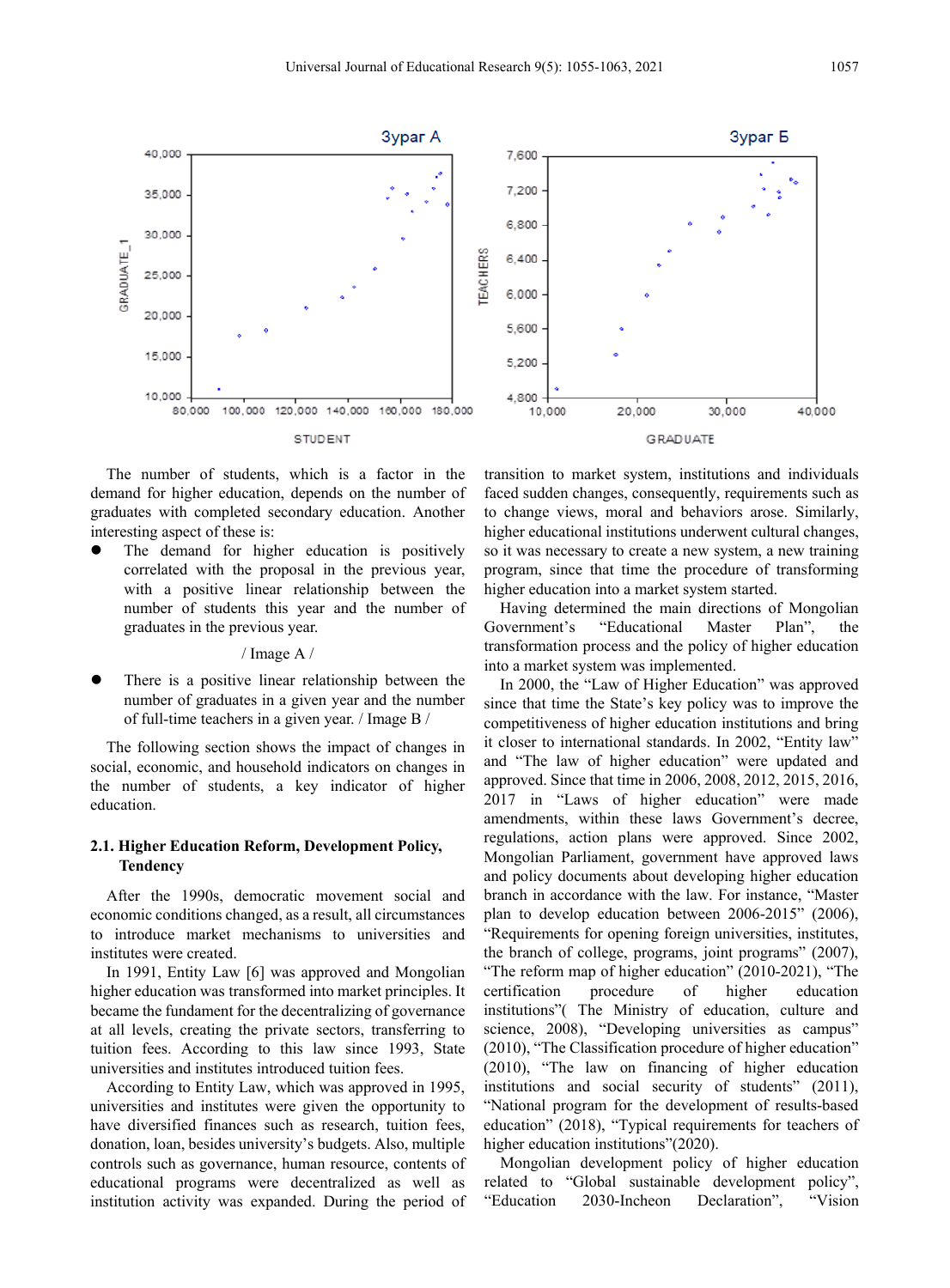Зураг А

Зураг Б

The number of students, which is a factor in the demand for higher education, depends on the number of graduates with completed secondary education. Another interesting aspect of these is:

- The demand for higher education is positively correlated with the proposal in the previous year, with a positive linear relationship between the number of students this year and the number of graduates in the previous year.

/ Image A /

- There is a positive linear relationship between the number of graduates in a given year and the number of full-time teachers in a given year. / Image B /

The following section shows the impact of changes in social, economic, and household indicators on changes in the number of students, a key indicator of higher education.

### 2.1. Higher Education Reform, Development Policy, Tendency

After the 1990s, democratic movement social and economic conditions changed, as a result, all circumstances to introduce market mechanisms to universities and institutes were created.

In 1991, Entity Law [6] was approved and Mongolian higher education was transformed into market principles. It became the fundament for the decentralizing of governance at all levels, creating the private sectors, transferring to tuition fees. According to this law since 1993, State universities and institutes introduced tuition fees.

According to Entity Law, which was approved in 1995, universities and institutes were given the opportunity to have diversified finances such as research, tuition fees, donation, loan, besides university's budgets. Also, multiple controls such as governance, human resource, contents of educational programs were decentralized as well as institution activity was expanded. During the period of transition to market system, institutions and individuals faced sudden changes, consequently, requirements such as to change views, moral and behaviors arose. Similarly, higher educational institutions underwent cultural changes, so it was necessary to create a new system, a new training program, since that time the procedure of transforming higher education into a market system started.

Having determined the main directions of Mongolian Government's "Educational Master Plan", the transformation process and the policy of higher education into a market system was implemented.

In 2000, the "Law of Higher Education" was approved since that time the State's key policy was to improve the competitiveness of higher education institutions and bring it closer to international standards. In 2002, "Entity law" and "The law of higher education" were updated and approved. Since that time in 2006, 2008, 2012, 2015, 2016, 2017 in "Laws of higher education" were made amendments, within these laws Government's decree, regulations, action plans were approved. Since 2002, Mongolian Parliament, government have approved laws and policy documents about developing higher education branch in accordance with the law. For instance, "Master plan to develop education between 2006-2015" (2006), "Requirements for opening foreign universities, institutes, the branch of college, programs, joint programs" (2007), "The reform map of higher education" (2010-2021), "The certification procedure of higher education institutions"( The Ministry of education, culture and science, 2008), "Developing universities as campus" (2010), "The Classification procedure of higher education" (2010), "The law on financing of higher education institutions and social security of students" (2011), "National program for the development of results-based education" (2018), "Typical requirements for teachers of higher education institutions"(2020).

Mongolian development policy of higher education related to "Global sustainable development policy", "Education 2030-Incheon Declaration", "Vision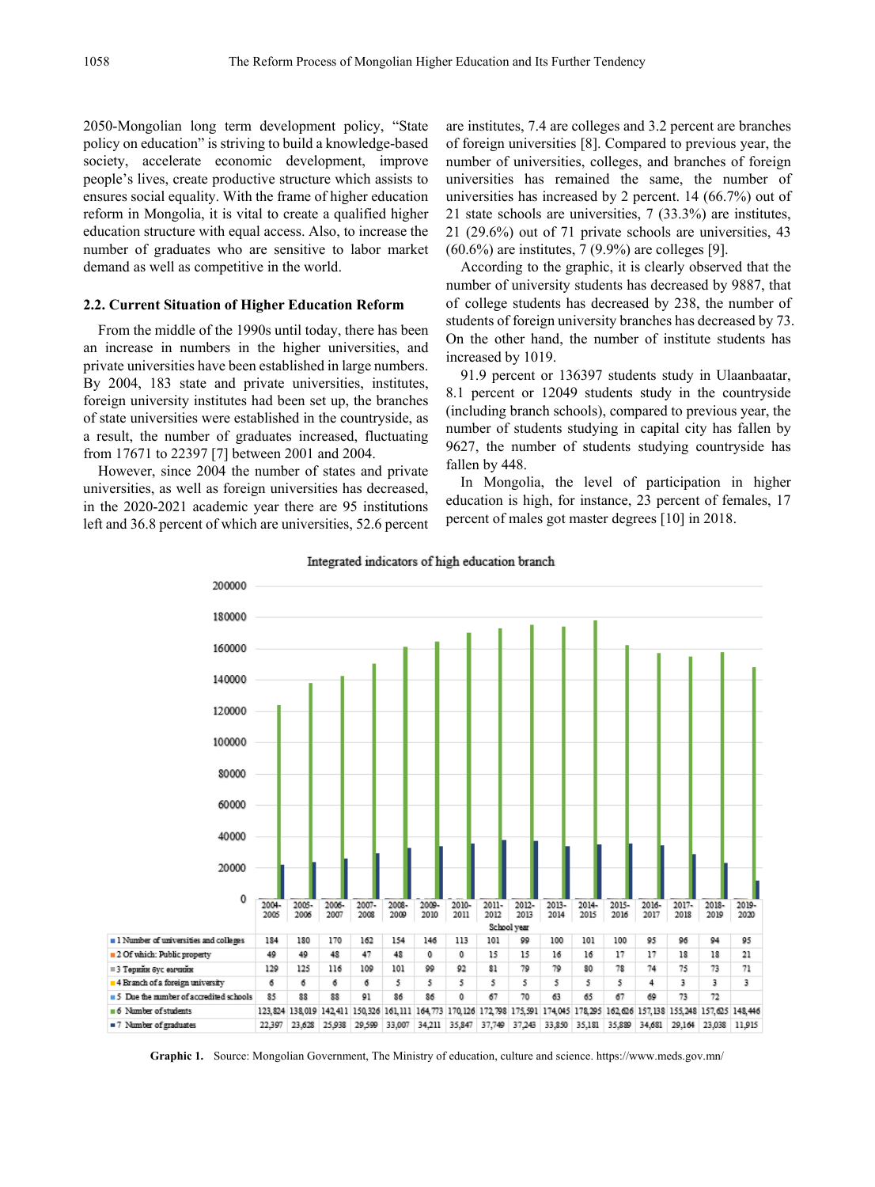2050-Mongolian long term development policy, "State policy on education" is striving to build a knowledge-based society, accelerate economic development, improve people's lives, create productive structure which assists to ensures social equality. With the frame of higher education reform in Mongolia, it is vital to create a qualified higher education structure with equal access. Also, to increase the number of graduates who are sensitive to labor market demand as well as competitive in the world.

### 2.2. Current Situation of Higher Education Reform

From the middle of the 1990s until today, there has been an increase in numbers in the higher universities, and private universities have been established in large numbers. By 2004, 183 state and private universities, institutes, foreign university institutes had been set up, the branches of state universities were established in the countryside, as a result, the number of graduates increased, fluctuating from 17671 to 22397 [7] between 2001 and 2004.

However, since 2004 the number of states and private universities, as well as foreign universities has decreased, in the 2020-2021 academic year there are 95 institutions left and 36.8 percent of which are universities, 52.6 percent are institutes, 7.4 are colleges and 3.2 percent are branches of foreign universities [8]. Compared to previous year, the number of universities, colleges, and branches of foreign universities has remained the same, the number of universities has increased by 2 percent. 14 (66.7%) out of 21 state schools are universities, 7 (33.3%) are institutes, 21 (29.6%) out of 71 private schools are universities, 43 (60.6%) are institutes, 7 (9.9%) are colleges [9].

According to the graphic, it is clearly observed that the number of university students has decreased by 9887, that of college students has decreased by 238, the number of students of foreign university branches has decreased by 73. On the other hand, the number of institute students has increased by 1019.

91.9 percent or 136397 students study in Ulaanbaatar, 8.1 percent or 12049 students study in the countryside (including branch schools), compared to previous year, the number of students studying in capital city has fallen by 9627, the number of students studying countryside has fallen by 448.

In Mongolia, the level of participation in higher education is high, for instance, 23 percent of females, 17 percent of males got master degrees [10] in 2018.

Integrated indicators of high education branch

| School year | 2004-2005 | 2005-2006 | 2006-2007 | 2007-2008 | 2008-2009 | 2009-2010 | 2010-2011 | 2011-2012 | 2012-2013 | 2013-2014 | 2014-2015 | 2015-2016 | 2016-2017 | 2017-2018 | 2018-2019 | 2019-2020 |
|---|---|---|---|---|---|---|---|---|---|---|---|---|---|---|---|---|
| 1 Number of universities and colleges | 184 | 180 | 170 | 162 | 154 | 146 | 113 | 101 | 99 | 100 | 101 | 100 | 95 | 96 | 94 | 95 |
| 2 Of which: Public property | 49 | 49 | 48 | 47 | 48 | 0 | 0 | 15 | 15 | 16 | 16 | 17 | 17 | 18 | 18 | 21 |
| 3 Төрийн бус өмчийн | 129 | 125 | 116 | 109 | 101 | 99 | 92 | 81 | 79 | 79 | 80 | 78 | 74 | 75 | 73 | 71 |
| 4 Branch of a foreign university | 6 | 6 | 6 | 6 | 5 | 5 | 5 | 5 | 5 | 5 | 5 | 5 | 4 | 3 | 3 | 3 |
| 5 Due the number of accredited schools | 85 | 88 | 88 | 91 | 86 | 86 | 0 | 67 | 70 | 63 | 65 | 67 | 69 | 73 | 72 | |
| 6 Number of students | 123,824 | 138,019 | 142,411 | 150,326 | 161,111 | 164,773 | 170,126 | 172,798 | 175,591 | 174,045 | 178,295 | 162,626 | 157,138 | 155,248 | 157,625 | 148,446 |
| 7 Number of graduates | 22,397 | 23,628 | 25,938 | 29,599 | 33,007 | 34,211 | 35,847 | 37,749 | 37,243 | 33,850 | 35,181 | 35,889 | 34,681 | 29,164 | 23,038 | 11,915 |

**Graphic 1.** Source: Mongolian Government, The Ministry of education, culture and science. https://www.meds.gov.mn/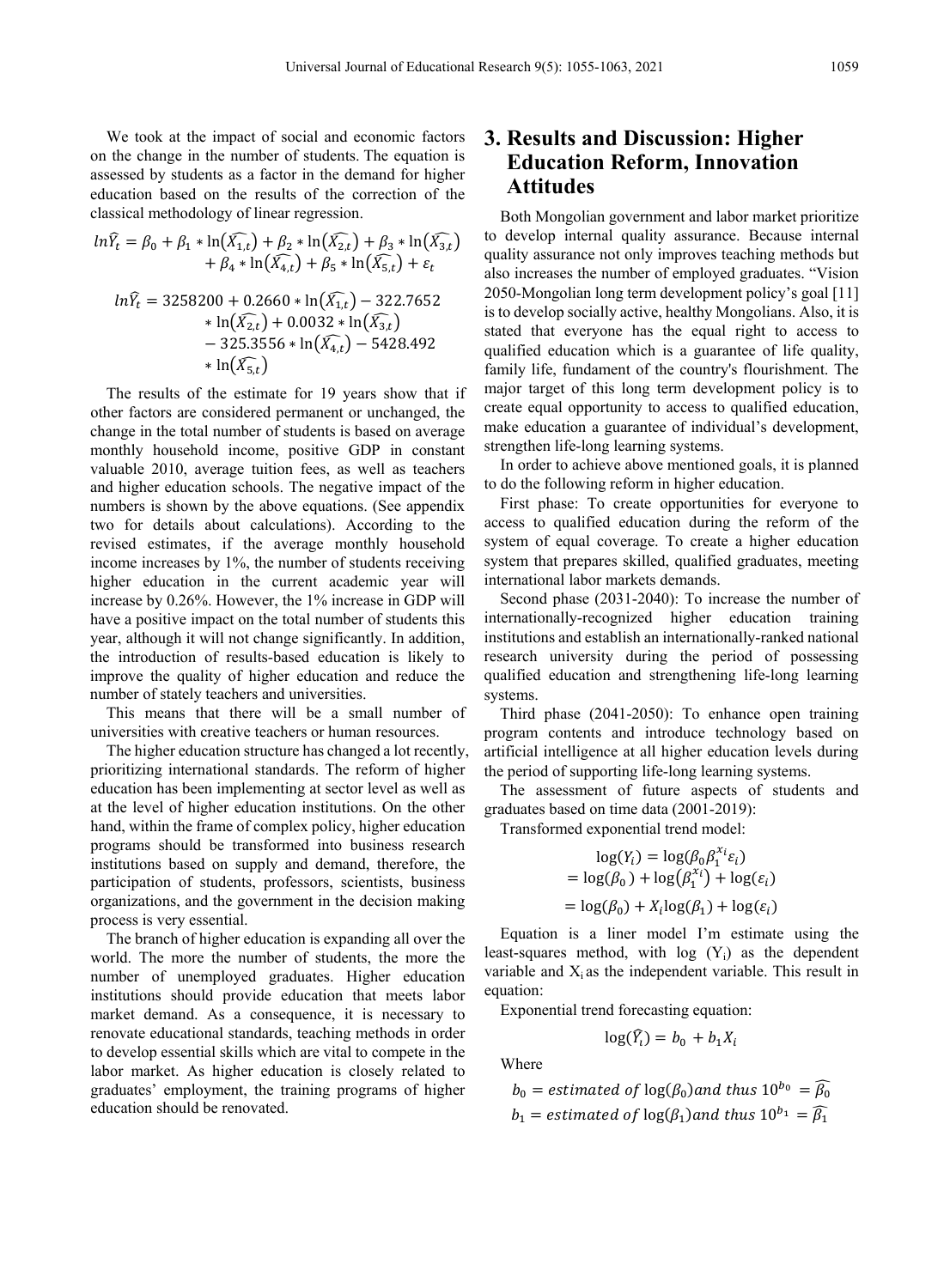We took at the impact of social and economic factors on the change in the number of students. The equation is assessed by students as a factor in the demand for higher education based on the results of the correction of the classical methodology of linear regression.

$$ln\widehat{Y_t} = \beta_0 + \beta_1 * \ln(\widehat{X_{1,t}}) + \beta_2 * \ln(\widehat{X_{2,t}}) + \beta_3 * \ln(\widehat{X_{3,t}}) + \beta_4 * \ln(\widehat{X_{4,t}}) + \beta_5 * \ln(\widehat{X_{5,t}}) + \varepsilon_t$$

$$ln\widehat{Y_t} = 3258200 + 0.2660 * \ln(\widehat{X_{1,t}}) - 322.7652 * \ln(\widehat{X_{2,t}}) + 0.0032 * \ln(\widehat{X_{3,t}}) - 325.3556 * \ln(\widehat{X_{4,t}}) - 5428.492 * \ln(\widehat{X_{5,t}})$$

The results of the estimate for 19 years show that if other factors are considered permanent or unchanged, the change in the total number of students is based on average monthly household income, positive GDP in constant valuable 2010, average tuition fees, as well as teachers and higher education schools. The negative impact of the numbers is shown by the above equations. (See appendix two for details about calculations). According to the revised estimates, if the average monthly household income increases by 1%, the number of students receiving higher education in the current academic year will increase by 0.26%. However, the 1% increase in GDP will have a positive impact on the total number of students this year, although it will not change significantly. In addition, the introduction of results-based education is likely to improve the quality of higher education and reduce the number of stately teachers and universities.

This means that there will be a small number of universities with creative teachers or human resources.

The higher education structure has changed a lot recently, prioritizing international standards. The reform of higher education has been implementing at sector level as well as at the level of higher education institutions. On the other hand, within the frame of complex policy, higher education programs should be transformed into business research institutions based on supply and demand, therefore, the participation of students, professors, scientists, business organizations, and the government in the decision making process is very essential.

The branch of higher education is expanding all over the world. The more the number of students, the more the number of unemployed graduates. Higher education institutions should provide education that meets labor market demand. As a consequence, it is necessary to renovate educational standards, teaching methods in order to develop essential skills which are vital to compete in the labor market. As higher education is closely related to graduates' employment, the training programs of higher education should be renovated.

# 3. Results and Discussion: Higher Education Reform, Innovation Attitudes

Both Mongolian government and labor market prioritize to develop internal quality assurance. Because internal quality assurance not only improves teaching methods but also increases the number of employed graduates. "Vision 2050-Mongolian long term development policy's goal [11] is to develop socially active, healthy Mongolians. Also, it is stated that everyone has the equal right to access to qualified education which is a guarantee of life quality, family life, fundament of the country's flourishment. The major target of this long term development policy is to create equal opportunity to access to qualified education, make education a guarantee of individual's development, strengthen life-long learning systems.

In order to achieve above mentioned goals, it is planned to do the following reform in higher education.

First phase: To create opportunities for everyone to access to qualified education during the reform of the system of equal coverage. To create a higher education system that prepares skilled, qualified graduates, meeting international labor markets demands.

Second phase (2031-2040): To increase the number of internationally-recognized higher education training institutions and establish an internationally-ranked national research university during the period of possessing qualified education and strengthening life-long learning systems.

Third phase (2041-2050): To enhance open training program contents and introduce technology based on artificial intelligence at all higher education levels during the period of supporting life-long learning systems.

The assessment of future aspects of students and graduates based on time data (2001-2019):

Transformed exponential trend model:

$$\log(Y_i) = \log(\beta_0 \beta_1^{x_i} \varepsilon_i)$$
$$= \log(\beta_0) + \log(\beta_1^{x_i}) + \log(\varepsilon_i)$$
$$= \log(\beta_0) + X_i \log(\beta_1) + \log(\varepsilon_i)$$

Equation is a liner model I'm estimate using the least-squares method, with log ($Y_i$) as the dependent variable and $X_i$ as the independent variable. This result in equation:

Exponential trend forecasting equation:

$$\log(\widehat{Y_i}) = b_0 + b_1 X_i$$

Where

$b_0 = estimated\ of\ \log(\beta_0) and\ thus\ 10^{b_0} = \widehat{\beta_0}$

$b_1 = estimated\ of\ \log(\beta_1) and\ thus\ 10^{b_1} = \widehat{\beta_1}$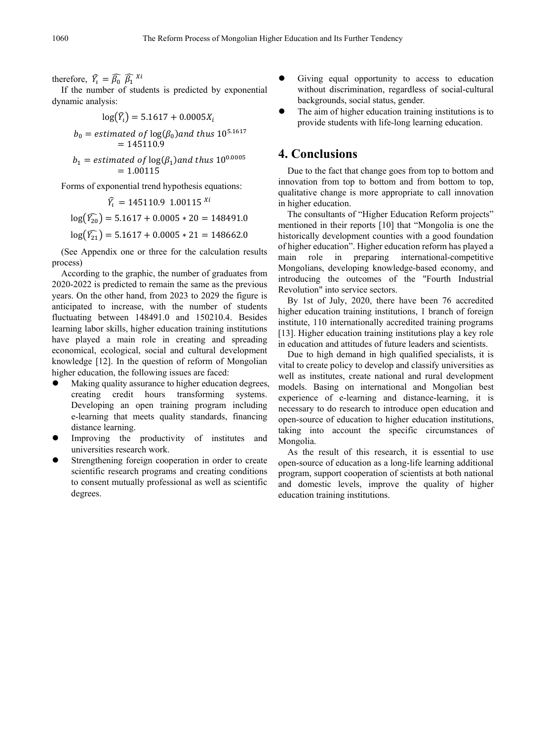therefore, $\widehat{Y_i} = \widehat{\beta_0}\ \widehat{\beta_1}^{\ Xi}$

If the number of students is predicted by exponential dynamic analysis:

$$\log(\widehat{Y_i}) = 5.1617 + 0.0005X_i$$

$$b_0 = estimated\ of\ \log(\beta_0) and\ thus\ 10^{5.1617} = 145110.9$$

$$b_1 = estimated\ of\ \log(\beta_1) and\ thus\ 10^{0.0005} = 1.00115$$

Forms of exponential trend hypothesis equations:

$$\widehat{Y_i} = 145110.9\ \ 1.00115^{\ Xi}$$

$$\log(\widehat{Y_{20}}) = 5.1617 + 0.0005 * 20 = 148491.0$$

$$\log(\widehat{Y_{21}}) = 5.1617 + 0.0005 * 21 = 148662.0$$

(See Appendix one or three for the calculation results process)

According to the graphic, the number of graduates from 2020-2022 is predicted to remain the same as the previous years. On the other hand, from 2023 to 2029 the figure is anticipated to increase, with the number of students fluctuating between 148491.0 and 150210.4. Besides learning labor skills, higher education training institutions have played a main role in creating and spreading economical, ecological, social and cultural development knowledge [12]. In the question of reform of Mongolian higher education, the following issues are faced:

- Making quality assurance to higher education degrees, creating credit hours transforming systems. Developing an open training program including e-learning that meets quality standards, financing distance learning.
- Improving the productivity of institutes and universities research work.
- Strengthening foreign cooperation in order to create scientific research programs and creating conditions to consent mutually professional as well as scientific degrees.
- Giving equal opportunity to access to education without discrimination, regardless of social-cultural backgrounds, social status, gender.
- The aim of higher education training institutions is to provide students with life-long learning education.

# 4. Conclusions

Due to the fact that change goes from top to bottom and innovation from top to bottom and from bottom to top, qualitative change is more appropriate to call innovation in higher education.

The consultants of "Higher Education Reform projects" mentioned in their reports [10] that "Mongolia is one the historically development counties with a good foundation of higher education". Higher education reform has played a main role in preparing international-competitive Mongolians, developing knowledge-based economy, and introducing the outcomes of the "Fourth Industrial Revolution" into service sectors.

By 1st of July, 2020, there have been 76 accredited higher education training institutions, 1 branch of foreign institute, 110 internationally accredited training programs [13]. Higher education training institutions play a key role in education and attitudes of future leaders and scientists.

Due to high demand in high qualified specialists, it is vital to create policy to develop and classify universities as well as institutes, create national and rural development models. Basing on international and Mongolian best experience of e-learning and distance-learning, it is necessary to do research to introduce open education and open-source of education to higher education institutions, taking into account the specific circumstances of Mongolia.

As the result of this research, it is essential to use open-source of education as a long-life learning additional program, support cooperation of scientists at both national and domestic levels, improve the quality of higher education training institutions.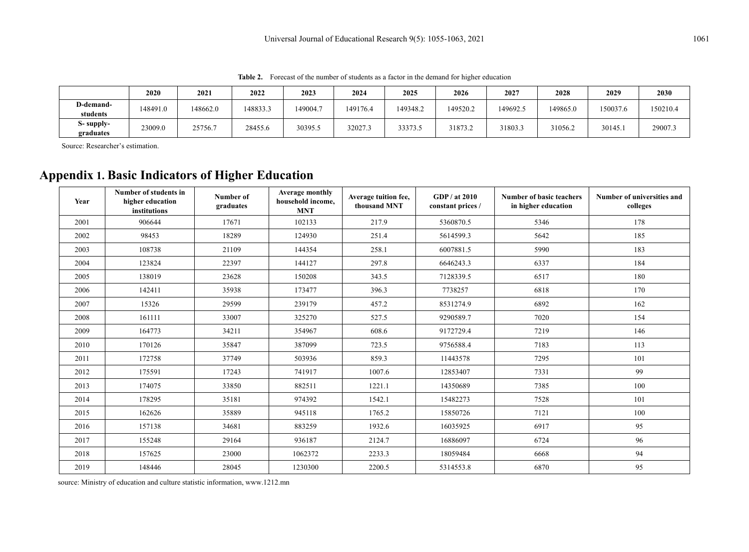**Table 2.** Forecast of the number of students as a factor in the demand for higher education

| | 2020 | 2021 | 2022 | 2023 | 2024 | 2025 | 2026 | 2027 | 2028 | 2029 | 2030 |
|---|---|---|---|---|---|---|---|---|---|---|---|
| **D-demand-students** | 148491.0 | 148662.0 | 148833.3 | 149004.7 | 149176.4 | 149348.2 | 149520.2 | 149692.5 | 149865.0 | 150037.6 | 150210.4 |
| **S- supply-graduates** | 23009.0 | 25756.7 | 28455.6 | 30395.5 | 32027.3 | 33373.5 | 31873.2 | 31803.3 | 31056.2 | 30145.1 | 29007.3 |

Source: Researcher's estimation.

# Appendix 1. Basic Indicators of Higher Education

| Year | Number of students in higher education institutions | Number of graduates | Average monthly household income, MNT | Average tuition fee, thousand MNT | GDP / at 2010 constant prices / | Number of basic teachers in higher education | Number of universities and colleges |
|---|---|---|---|---|---|---|---|
| 2001 | 906644 | 17671 | 102133 | 217.9 | 5360870.5 | 5346 | 178 |
| 2002 | 98453 | 18289 | 124930 | 251.4 | 5614599.3 | 5642 | 185 |
| 2003 | 108738 | 21109 | 144354 | 258.1 | 6007881.5 | 5990 | 183 |
| 2004 | 123824 | 22397 | 144127 | 297.8 | 6646243.3 | 6337 | 184 |
| 2005 | 138019 | 23628 | 150208 | 343.5 | 7128339.5 | 6517 | 180 |
| 2006 | 142411 | 35938 | 173477 | 396.3 | 7738257 | 6818 | 170 |
| 2007 | 15326 | 29599 | 239179 | 457.2 | 8531274.9 | 6892 | 162 |
| 2008 | 161111 | 33007 | 325270 | 527.5 | 9290589.7 | 7020 | 154 |
| 2009 | 164773 | 34211 | 354967 | 608.6 | 9172729.4 | 7219 | 146 |
| 2010 | 170126 | 35847 | 387099 | 723.5 | 9756588.4 | 7183 | 113 |
| 2011 | 172758 | 37749 | 503936 | 859.3 | 11443578 | 7295 | 101 |
| 2012 | 175591 | 17243 | 741917 | 1007.6 | 12853407 | 7331 | 99 |
| 2013 | 174075 | 33850 | 882511 | 1221.1 | 14350689 | 7385 | 100 |
| 2014 | 178295 | 35181 | 974392 | 1542.1 | 15482273 | 7528 | 101 |
| 2015 | 162626 | 35889 | 945118 | 1765.2 | 15850726 | 7121 | 100 |
| 2016 | 157138 | 34681 | 883259 | 1932.6 | 16035925 | 6917 | 95 |
| 2017 | 155248 | 29164 | 936187 | 2124.7 | 16886097 | 6724 | 96 |
| 2018 | 157625 | 23000 | 1062372 | 2233.3 | 18059484 | 6668 | 94 |
| 2019 | 148446 | 28045 | 1230300 | 2200.5 | 5314553.8 | 6870 | 95 |

source: Ministry of education and culture statistic information, www.1212.mn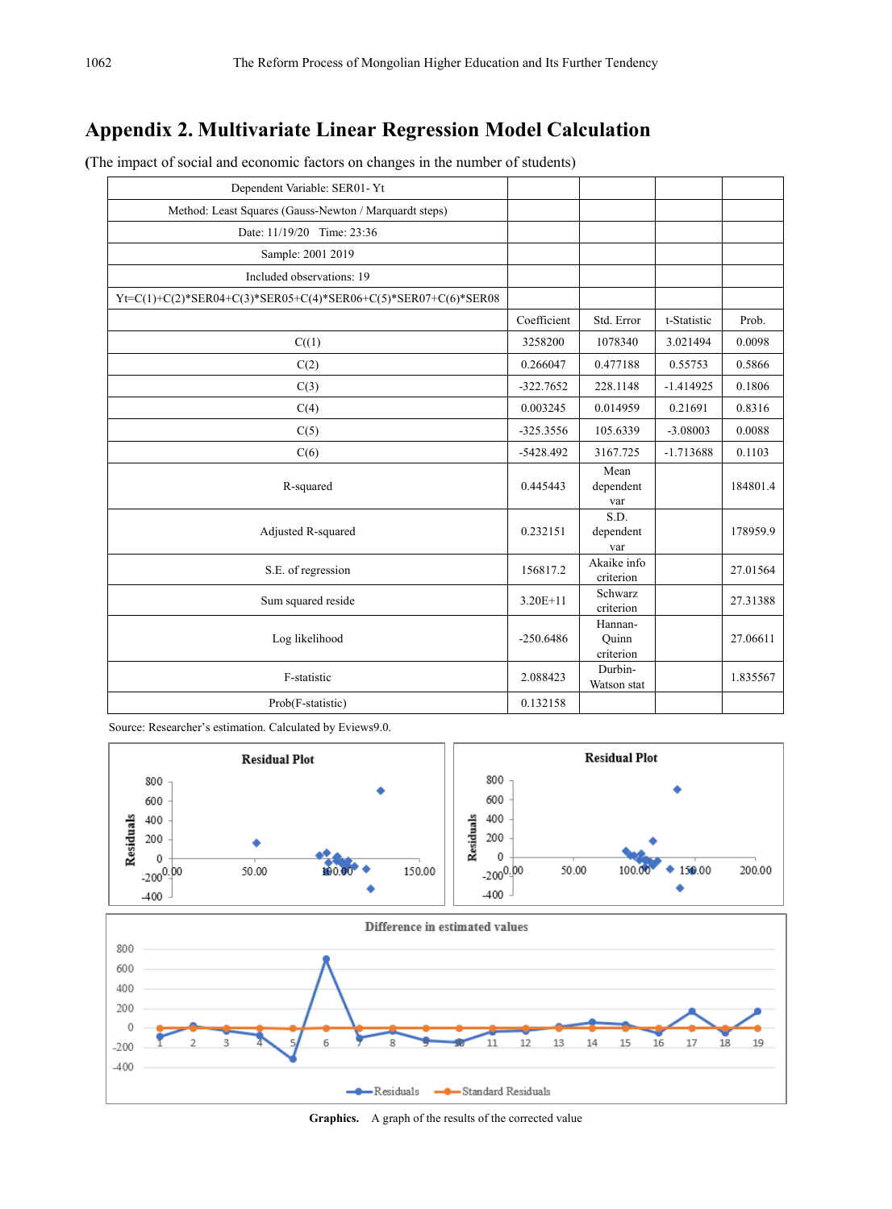# Appendix 2. Multivariate Linear Regression Model Calculation

**(**The impact of social and economic factors on changes in the number of students)

| Dependent Variable: SER01- Yt | | | | |
|---|---|---|---|---|
| Method: Least Squares (Gauss-Newton / Marquardt steps) | | | | |
| Date: 11/19/20 Time: 23:36 | | | | |
| Sample: 2001 2019 | | | | |
| Included observations: 19 | | | | |
| Yt=C(1)+C(2)*SER04+C(3)*SER05+C(4)*SER06+C(5)*SER07+C(6)*SER08 | | | | |
| | Coefficient | Std. Error | t-Statistic | Prob. |
| C((1) | 3258200 | 1078340 | 3.021494 | 0.0098 |
| C(2) | 0.266047 | 0.477188 | 0.55753 | 0.5866 |
| C(3) | -322.7652 | 228.1148 | -1.414925 | 0.1806 |
| C(4) | 0.003245 | 0.014959 | 0.21691 | 0.8316 |
| C(5) | -325.3556 | 105.6339 | -3.08003 | 0.0088 |
| C(6) | -5428.492 | 3167.725 | -1.713688 | 0.1103 |
| R-squared | 0.445443 | Mean dependent var | | 184801.4 |
| Adjusted R-squared | 0.232151 | S.D. dependent var | | 178959.9 |
| S.E. of regression | 156817.2 | Akaike info criterion | | 27.01564 |
| Sum squared reside | 3.20E+11 | Schwarz criterion | | 27.31388 |
| Log likelihood | -250.6486 | Hannan-Quinn criterion | | 27.06611 |
| F-statistic | 2.088423 | Durbin-Watson stat | | 1.835567 |
| Prob(F-statistic) | 0.132158 | | | |

Source: Researcher's estimation. Calculated by Eviews9.0.

**Graphics.** A graph of the results of the corrected value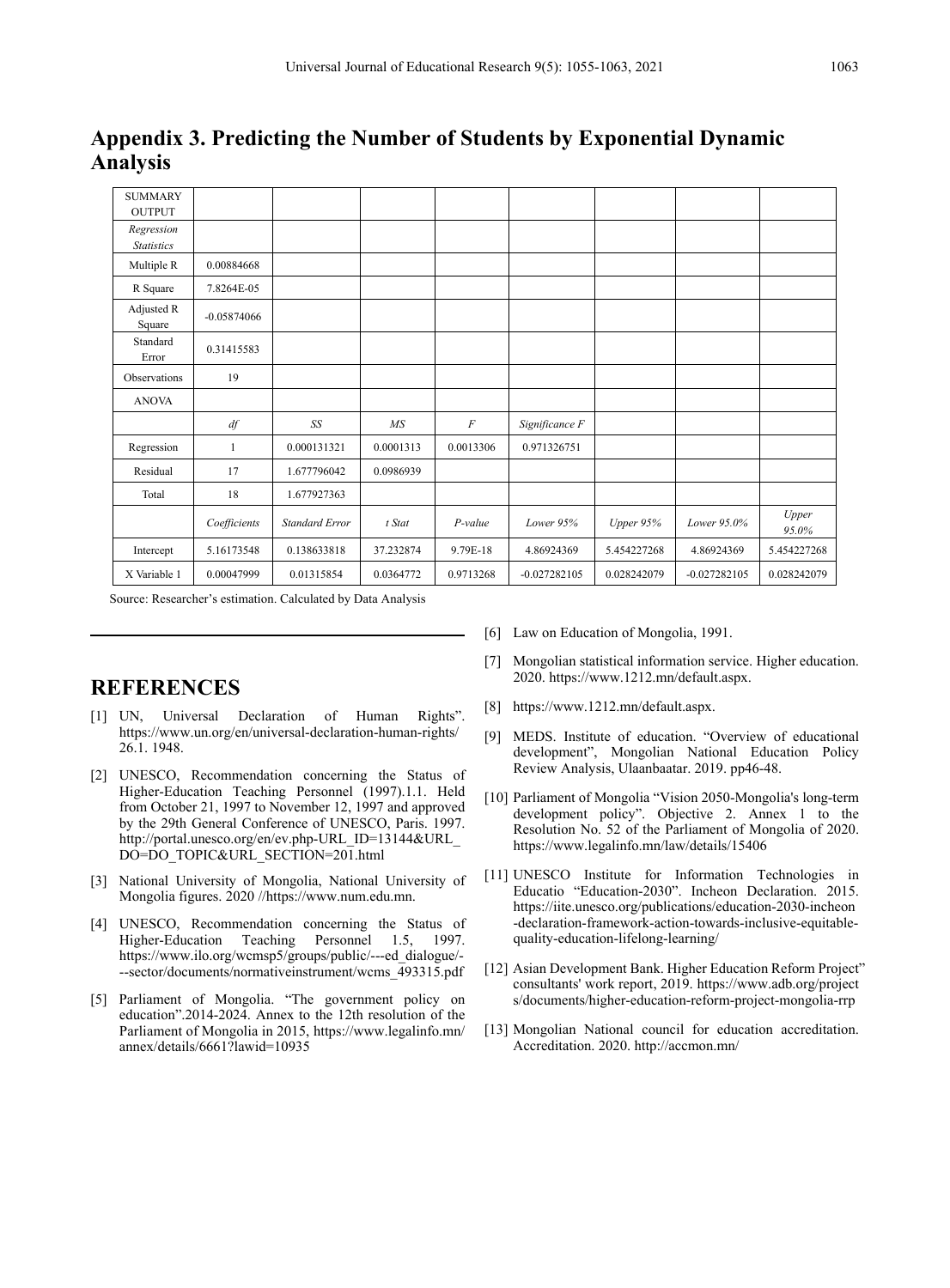## Appendix 3. Predicting the Number of Students by Exponential Dynamic Analysis

| | | | | | | | | |
|---|---|---|---|---|---|---|---|---|
| SUMMARY OUTPUT | | | | | | | | |
| *Regression Statistics* | | | | | | | | |
| Multiple R | 0.00884668 | | | | | | | |
| R Square | 7.8264E-05 | | | | | | | |
| Adjusted R Square | -0.05874066 | | | | | | | |
| Standard Error | 0.31415583 | | | | | | | |
| Observations | 19 | | | | | | | |
| ANOVA | | | | | | | | |
| | *df* | *SS* | *MS* | *F* | *Significance F* | | | |
| Regression | 1 | 0.000131321 | 0.0001313 | 0.0013306 | 0.971326751 | | | |
| Residual | 17 | 1.677796042 | 0.0986939 | | | | | |
| Total | 18 | 1.677927363 | | | | | | |
| | *Coefficients* | *Standard Error* | *t Stat* | *P-value* | *Lower 95%* | *Upper 95%* | *Lower 95.0%* | *Upper 95.0%* |
| Intercept | 5.16173548 | 0.138633818 | 37.232874 | 9.79E-18 | 4.86924369 | 5.454227268 | 4.86924369 | 5.454227268 |
| X Variable 1 | 0.00047999 | 0.01315854 | 0.0364772 | 0.9713268 | -0.027282105 | 0.028242079 | -0.027282105 | 0.028242079 |

Source: Researcher's estimation. Calculated by Data Analysis

# REFERENCES

[1] UN, Universal Declaration of Human Rights". https://www.un.org/en/universal-declaration-human-rights/ 26.1. 1948.

[2] UNESCO, Recommendation concerning the Status of Higher-Education Teaching Personnel (1997).1.1. Held from October 21, 1997 to November 12, 1997 and approved by the 29th General Conference of UNESCO, Paris. 1997. http://portal.unesco.org/en/ev.php-URL_ID=13144&URL_DO=DO_TOPIC&URL_SECTION=201.html

[3] National University of Mongolia, National University of Mongolia figures. 2020 //https://www.num.edu.mn.

[4] UNESCO, Recommendation concerning the Status of Higher-Education Teaching Personnel 1.5, 1997. https://www.ilo.org/wcmsp5/groups/public/---ed_dialogue/---sector/documents/normativeinstrument/wcms_493315.pdf

[5] Parliament of Mongolia. "The government policy on education".2014-2024. Annex to the 12th resolution of the Parliament of Mongolia in 2015, https://www.legalinfo.mn/annex/details/6661?lawid=10935

[6] Law on Education of Mongolia, 1991.

[7] Mongolian statistical information service. Higher education. 2020. https://www.1212.mn/default.aspx.

[8] https://www.1212.mn/default.aspx.

[9] MEDS. Institute of education. "Overview of educational development", Mongolian National Education Policy Review Analysis, Ulaanbaatar. 2019. pp46-48.

[10] Parliament of Mongolia "Vision 2050-Mongolia's long-term development policy". Objective 2. Annex 1 to the Resolution No. 52 of the Parliament of Mongolia of 2020. https://www.legalinfo.mn/law/details/15406

[11] UNESCO Institute for Information Technologies in Educatio "Education-2030". Incheon Declaration. 2015. https://iite.unesco.org/publications/education-2030-incheon-declaration-framework-action-towards-inclusive-equitable-quality-education-lifelong-learning/

[12] Asian Development Bank. Higher Education Reform Project" consultants' work report, 2019. https://www.adb.org/projects/documents/higher-education-reform-project-mongolia-rrp

[13] Mongolian National council for education accreditation. Accreditation. 2020. http://accmon.mn/